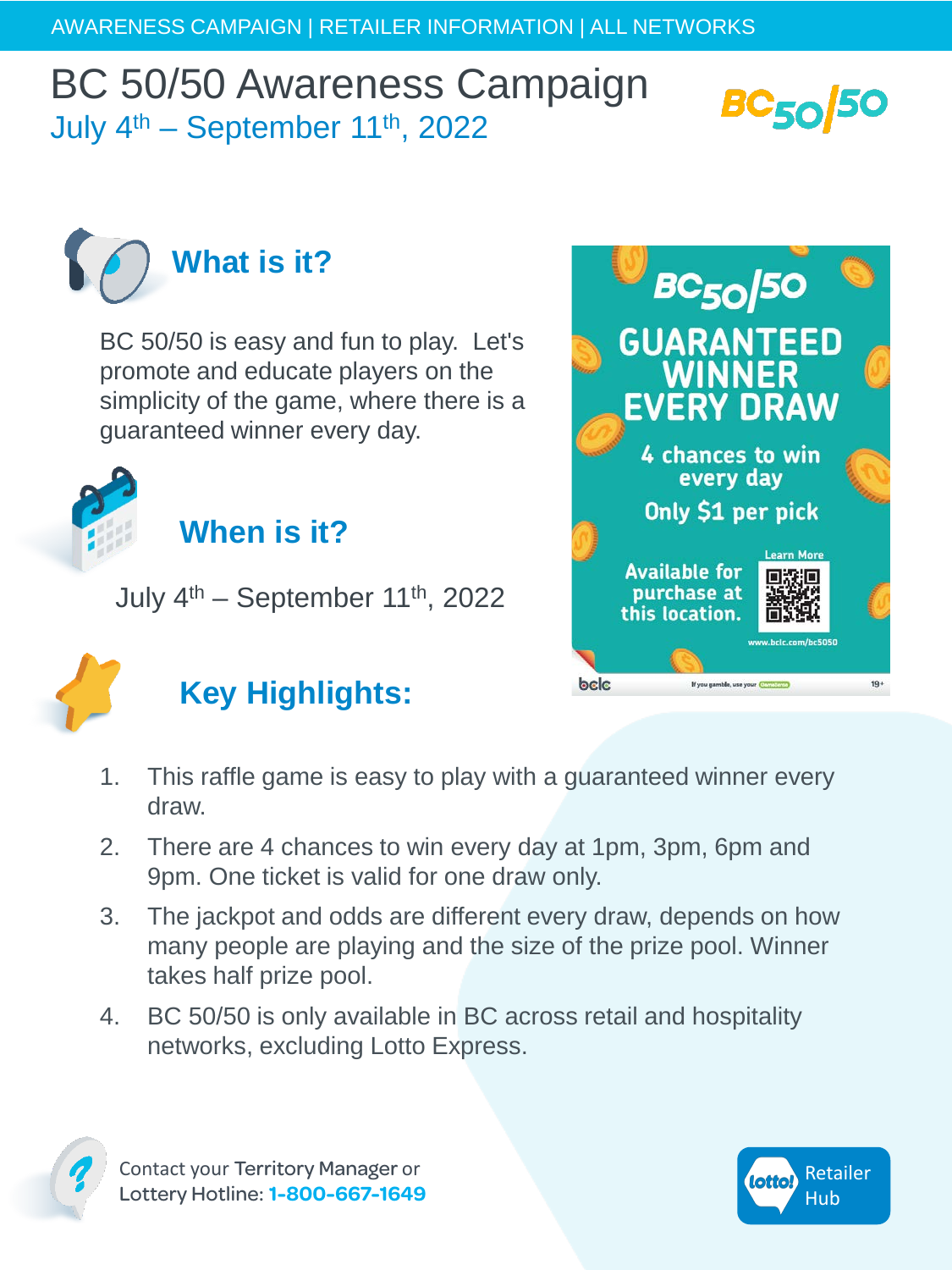AWARENESS CAMPAIGN | RETAILER INFORMATION | ALL NETWORKS

# BC 50/50 Awareness Campaign

July 4th – September 11th, 2022

## What is it?

BC 50/50 is easy and fun to play. Let's promote and educate players on the simplicity of the game, where there is a guaranteed winner every day.

## When is it?

July 4th – September 11th, 2022

## Key Highlights:

1. This raffle game is easy to play with a guaranteed winner every draw.
2. There are 4 chances to win every day at 1pm, 3pm, 6pm and 9pm. One ticket is valid for one draw only.
3. The jackpot and odds are different every draw, depends on how many people are playing and the size of the prize pool. Winner takes half prize pool.
4. BC 50/50 is only available in BC across retail and hospitality networks, excluding Lotto Express.

BC 50/50

GUARANTEED WINNER EVERY DRAW

4 chances to win every day

Only $1 per pick

Available for purchase at this location.

Learn More

www.bclc.com/bc5050

bclc

If you gamble, use your GameSense

19+

Contact your **Territory Manager** or Lottery Hotline: **1-800-667-1649**

lotto! Retailer Hub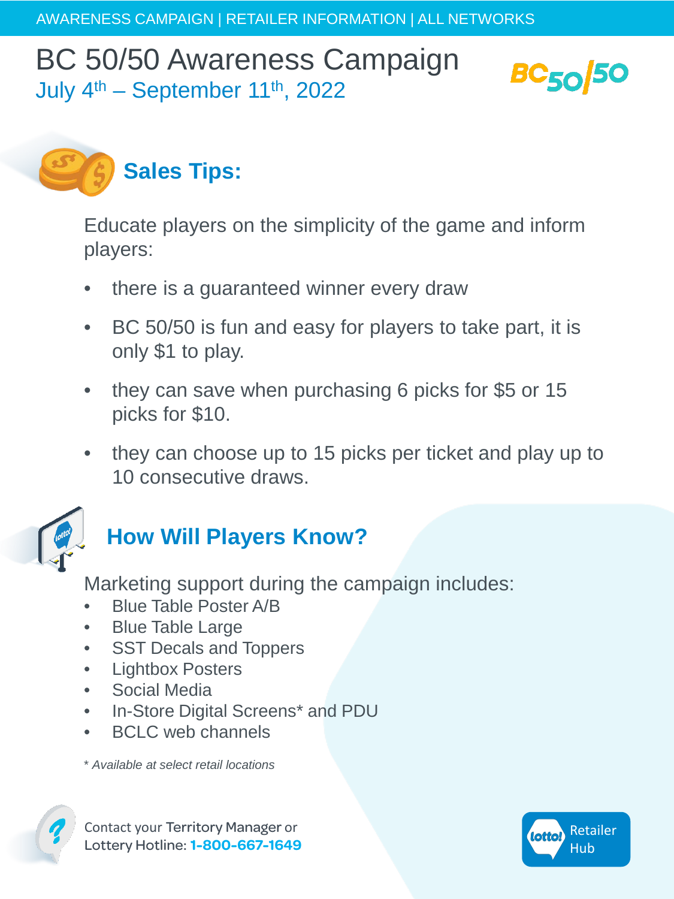AWARENESS CAMPAIGN | RETAILER INFORMATION | ALL NETWORKS

# BC 50/50 Awareness Campaign

July 4th – September 11th, 2022

BC50/50

## Sales Tips:

Educate players on the simplicity of the game and inform players:

- there is a guaranteed winner every draw
- BC 50/50 is fun and easy for players to take part, it is only $1 to play.
- they can save when purchasing 6 picks for $5 or 15 picks for $10.
- they can choose up to 15 picks per ticket and play up to 10 consecutive draws.

## How Will Players Know?

Marketing support during the campaign includes:

- Blue Table Poster A/B
- Blue Table Large
- SST Decals and Toppers
- Lightbox Posters
- Social Media
- In-Store Digital Screens* and PDU
- BCLC web channels

*\* Available at select retail locations*

Contact your **Territory Manager** or **Lottery Hotline**: **1-800-667-1649**

lotto! Retailer Hub